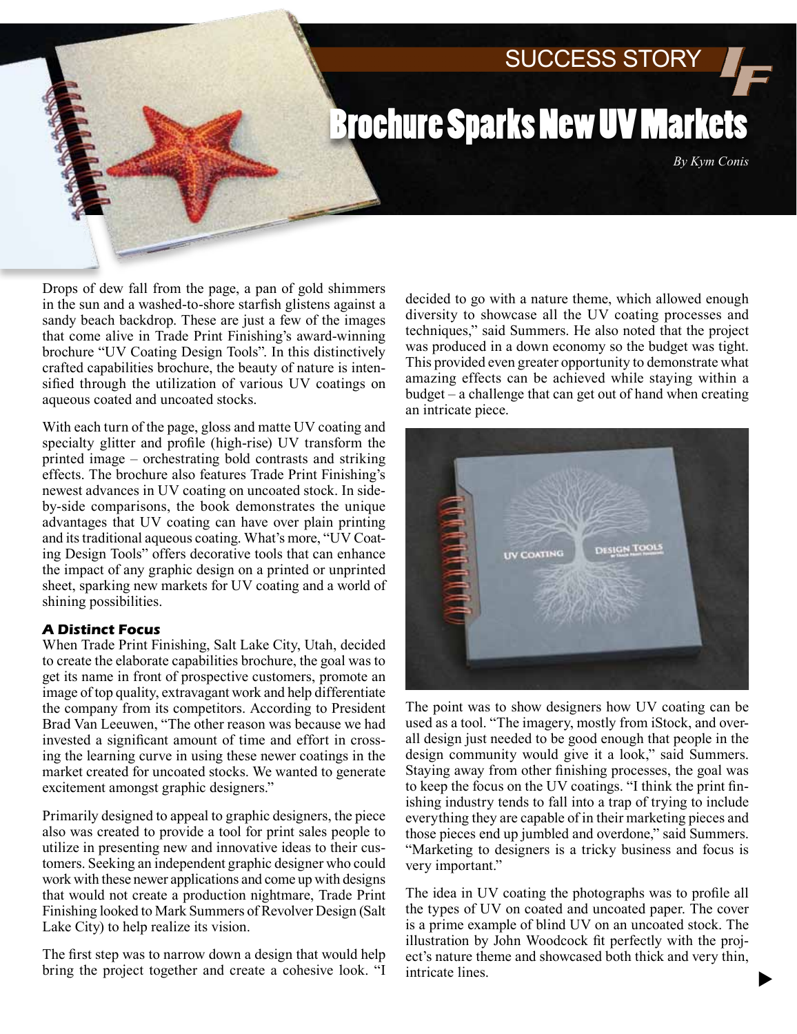SUCCESS STORY

# Brochure Sparks New UV Markets

*By Kym Conis*

Drops of dew fall from the page, a pan of gold shimmers in the sun and a washed-to-shore starfish glistens against a sandy beach backdrop. These are just a few of the images that come alive in Trade Print Finishing's award-winning brochure "UV Coating Design Tools". In this distinctively crafted capabilities brochure, the beauty of nature is intensified through the utilization of various UV coatings on aqueous coated and uncoated stocks.

With each turn of the page, gloss and matte UV coating and specialty glitter and profile (high-rise) UV transform the printed image – orchestrating bold contrasts and striking effects. The brochure also features Trade Print Finishing's newest advances in UV coating on uncoated stock. In side-by-side comparisons, the book demonstrates the unique advantages that UV coating can have over plain printing and its traditional aqueous coating. What's more, "UV Coating Design Tools" offers decorative tools that can enhance the impact of any graphic design on a printed or unprinted sheet, sparking new markets for UV coating and a world of shining possibilities.

## A Distinct Focus

When Trade Print Finishing, Salt Lake City, Utah, decided to create the elaborate capabilities brochure, the goal was to get its name in front of prospective customers, promote an image of top quality, extravagant work and help differentiate the company from its competitors. According to President Brad Van Leeuwen, "The other reason was because we had invested a significant amount of time and effort in crossing the learning curve in using these newer coatings in the market created for uncoated stocks. We wanted to generate excitement amongst graphic designers."

Primarily designed to appeal to graphic designers, the piece also was created to provide a tool for print sales people to utilize in presenting new and innovative ideas to their customers. Seeking an independent graphic designer who could work with these newer applications and come up with designs that would not create a production nightmare, Trade Print Finishing looked to Mark Summers of Revolver Design (Salt Lake City) to help realize its vision.

The first step was to narrow down a design that would help bring the project together and create a cohesive look. "I decided to go with a nature theme, which allowed enough diversity to showcase all the UV coating processes and techniques," said Summers. He also noted that the project was produced in a down economy so the budget was tight. This provided even greater opportunity to demonstrate what amazing effects can be achieved while staying within a budget – a challenge that can get out of hand when creating an intricate piece.

The point was to show designers how UV coating can be used as a tool. "The imagery, mostly from iStock, and overall design just needed to be good enough that people in the design community would give it a look," said Summers. Staying away from other finishing processes, the goal was to keep the focus on the UV coatings. "I think the print finishing industry tends to fall into a trap of trying to include everything they are capable of in their marketing pieces and those pieces end up jumbled and overdone," said Summers. "Marketing to designers is a tricky business and focus is very important."

The idea in UV coating the photographs was to profile all the types of UV on coated and uncoated paper. The cover is a prime example of blind UV on an uncoated stock. The illustration by John Woodcock fit perfectly with the project's nature theme and showcased both thick and very thin, intricate lines.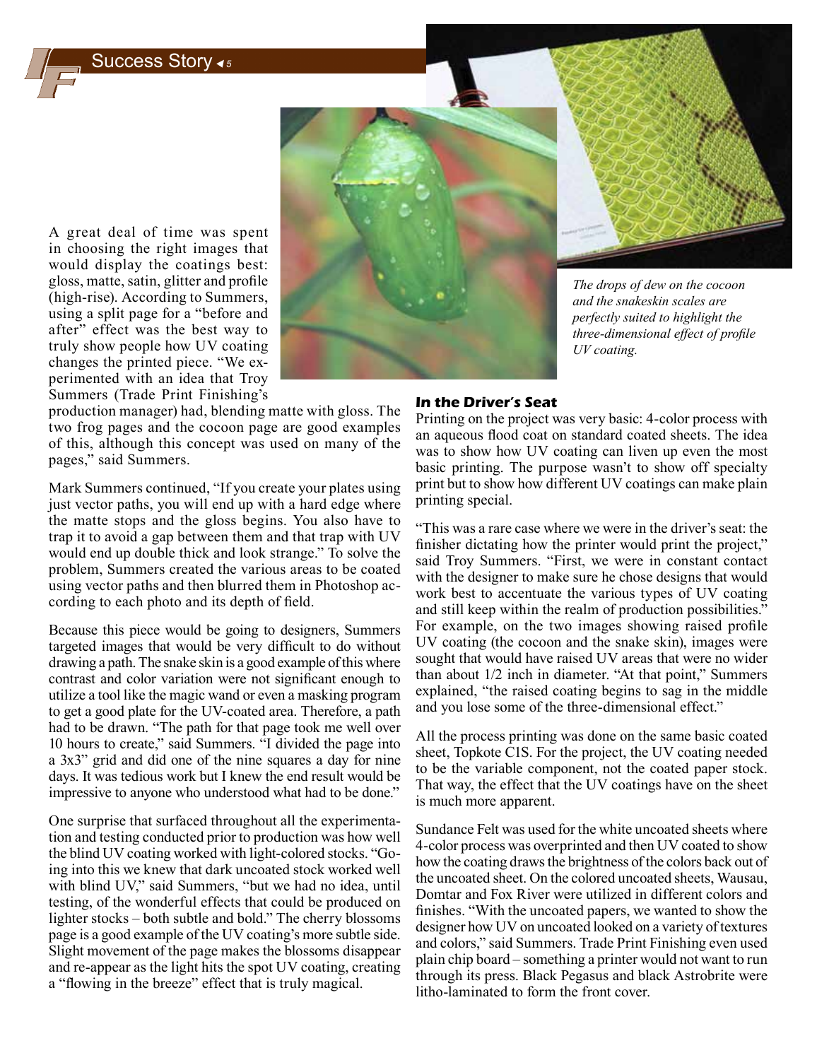A great deal of time was spent in choosing the right images that would display the coatings best: gloss, matte, satin, glitter and profile (high-rise). According to Summers, using a split page for a "before and after" effect was the best way to truly show people how UV coating changes the printed piece. "We experimented with an idea that Troy Summers (Trade Print Finishing's production manager) had, blending matte with gloss. The two frog pages and the cocoon page are good examples of this, although this concept was used on many of the pages," said Summers.

Mark Summers continued, "If you create your plates using just vector paths, you will end up with a hard edge where the matte stops and the gloss begins. You also have to trap it to avoid a gap between them and that trap with UV would end up double thick and look strange." To solve the problem, Summers created the various areas to be coated using vector paths and then blurred them in Photoshop according to each photo and its depth of field.

Because this piece would be going to designers, Summers targeted images that would be very difficult to do without drawing a path. The snake skin is a good example of this where contrast and color variation were not significant enough to utilize a tool like the magic wand or even a masking program to get a good plate for the UV-coated area. Therefore, a path had to be drawn. "The path for that page took me well over 10 hours to create," said Summers. "I divided the page into a 3x3" grid and did one of the nine squares a day for nine days. It was tedious work but I knew the end result would be impressive to anyone who understood what had to be done."

One surprise that surfaced throughout all the experimentation and testing conducted prior to production was how well the blind UV coating worked with light-colored stocks. "Going into this we knew that dark uncoated stock worked well with blind UV," said Summers, "but we had no idea, until testing, of the wonderful effects that could be produced on lighter stocks – both subtle and bold." The cherry blossoms page is a good example of the UV coating's more subtle side. Slight movement of the page makes the blossoms disappear and re-appear as the light hits the spot UV coating, creating a "flowing in the breeze" effect that is truly magical.

*The drops of dew on the cocoon and the snakeskin scales are perfectly suited to highlight the three-dimensional effect of profile UV coating.*

### In the Driver's Seat

Printing on the project was very basic: 4-color process with an aqueous flood coat on standard coated sheets. The idea was to show how UV coating can liven up even the most basic printing. The purpose wasn't to show off specialty print but to show how different UV coatings can make plain printing special.

"This was a rare case where we were in the driver's seat: the finisher dictating how the printer would print the project," said Troy Summers. "First, we were in constant contact with the designer to make sure he chose designs that would work best to accentuate the various types of UV coating and still keep within the realm of production possibilities." For example, on the two images showing raised profile UV coating (the cocoon and the snake skin), images were sought that would have raised UV areas that were no wider than about 1/2 inch in diameter. "At that point," Summers explained, "the raised coating begins to sag in the middle and you lose some of the three-dimensional effect."

All the process printing was done on the same basic coated sheet, Topkote C1S. For the project, the UV coating needed to be the variable component, not the coated paper stock. That way, the effect that the UV coatings have on the sheet is much more apparent.

Sundance Felt was used for the white uncoated sheets where 4-color process was overprinted and then UV coated to show how the coating draws the brightness of the colors back out of the uncoated sheet. On the colored uncoated sheets, Wausau, Domtar and Fox River were utilized in different colors and finishes. "With the uncoated papers, we wanted to show the designer how UV on uncoated looked on a variety of textures and colors," said Summers. Trade Print Finishing even used plain chip board – something a printer would not want to run through its press. Black Pegasus and black Astrobrite were litho-laminated to form the front cover.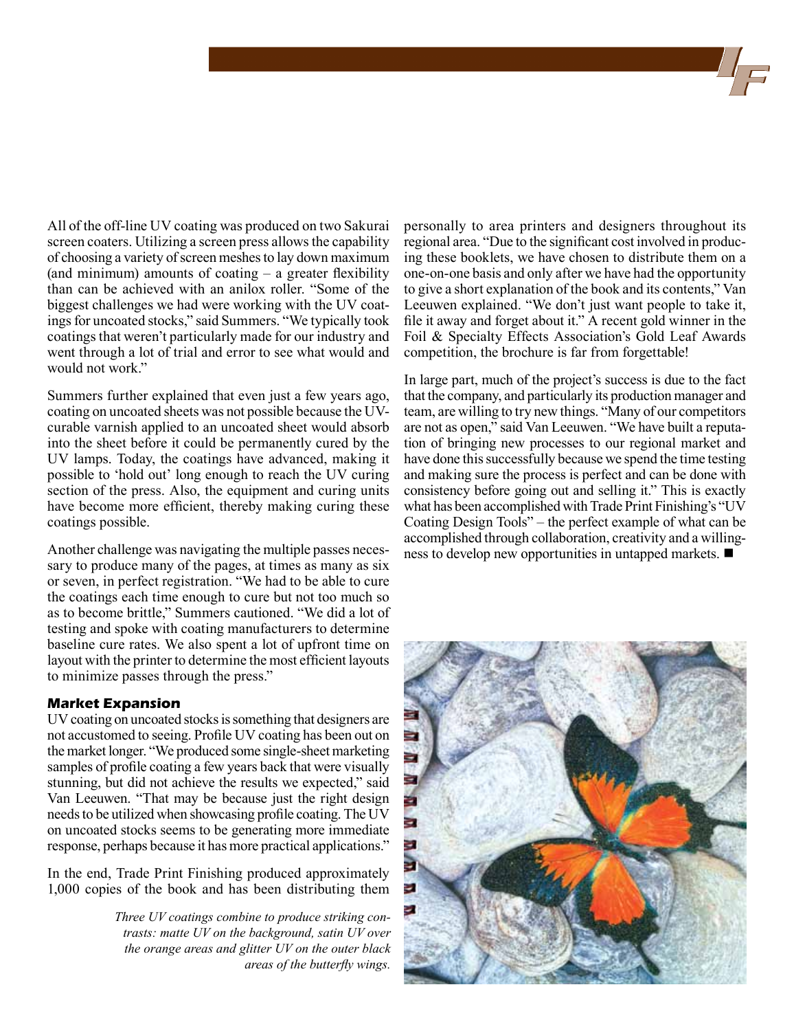All of the off-line UV coating was produced on two Sakurai screen coaters. Utilizing a screen press allows the capability of choosing a variety of screen meshes to lay down maximum (and minimum) amounts of coating – a greater flexibility than can be achieved with an anilox roller. "Some of the biggest challenges we had were working with the UV coatings for uncoated stocks," said Summers. "We typically took coatings that weren't particularly made for our industry and went through a lot of trial and error to see what would and would not work."

Summers further explained that even just a few years ago, coating on uncoated sheets was not possible because the UV-curable varnish applied to an uncoated sheet would absorb into the sheet before it could be permanently cured by the UV lamps. Today, the coatings have advanced, making it possible to 'hold out' long enough to reach the UV curing section of the press. Also, the equipment and curing units have become more efficient, thereby making curing these coatings possible.

Another challenge was navigating the multiple passes necessary to produce many of the pages, at times as many as six or seven, in perfect registration. "We had to be able to cure the coatings each time enough to cure but not too much so as to become brittle," Summers cautioned. "We did a lot of testing and spoke with coating manufacturers to determine baseline cure rates. We also spent a lot of upfront time on layout with the printer to determine the most efficient layouts to minimize passes through the press."

### Market Expansion

UV coating on uncoated stocks is something that designers are not accustomed to seeing. Profile UV coating has been out on the market longer. "We produced some single-sheet marketing samples of profile coating a few years back that were visually stunning, but did not achieve the results we expected," said Van Leeuwen. "That may be because just the right design needs to be utilized when showcasing profile coating. The UV on uncoated stocks seems to be generating more immediate response, perhaps because it has more practical applications."

In the end, Trade Print Finishing produced approximately 1,000 copies of the book and has been distributing them personally to area printers and designers throughout its regional area. "Due to the significant cost involved in producing these booklets, we have chosen to distribute them on a one-on-one basis and only after we have had the opportunity to give a short explanation of the book and its contents," Van Leeuwen explained. "We don't just want people to take it, file it away and forget about it." A recent gold winner in the Foil & Specialty Effects Association's Gold Leaf Awards competition, the brochure is far from forgettable!

In large part, much of the project's success is due to the fact that the company, and particularly its production manager and team, are willing to try new things. "Many of our competitors are not as open," said Van Leeuwen. "We have built a reputation of bringing new processes to our regional market and have done this successfully because we spend the time testing and making sure the process is perfect and can be done with consistency before going out and selling it." This is exactly what has been accomplished with Trade Print Finishing's "UV Coating Design Tools" – the perfect example of what can be accomplished through collaboration, creativity and a willingness to develop new opportunities in untapped markets. ■

*Three UV coatings combine to produce striking contrasts: matte UV on the background, satin UV over the orange areas and glitter UV on the outer black areas of the butterfly wings.*